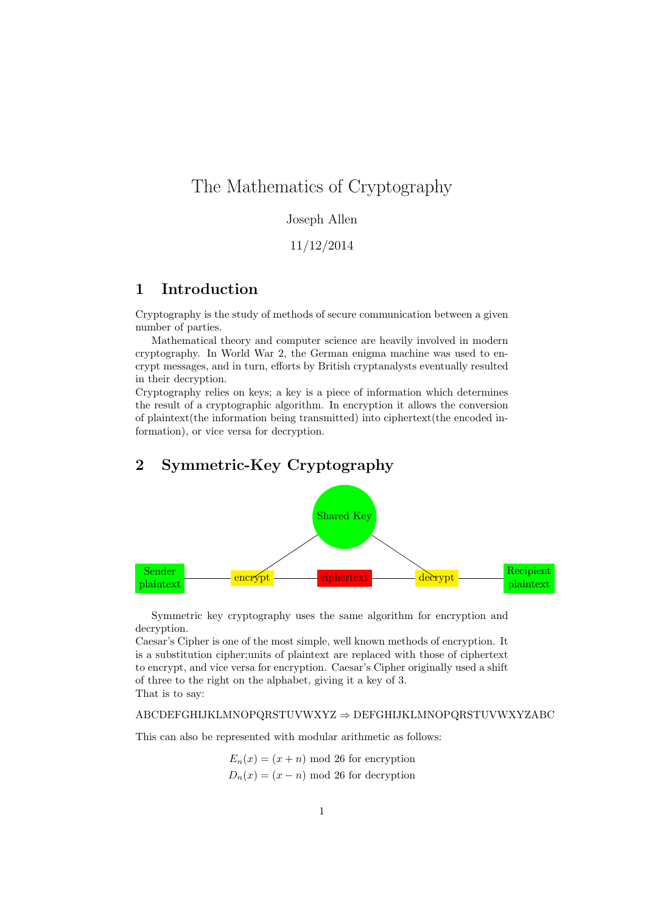# The Mathematics of Cryptography

Joseph Allen

11/12/2014

## 1 Introduction

Cryptography is the study of methods of secure communication between a given number of parties.

Mathematical theory and computer science are heavily involved in modern cryptography. In World War 2, the German enigma machine was used to encrypt messages, and in turn, efforts by British cryptanalysts eventually resulted in their decryption.

Cryptography relies on keys; a key is a piece of information which determines the result of a cryptographic algorithm. In encryption it allows the conversion of plaintext(the information being transmitted) into ciphertext(the encoded information), or vice versa for decryption.

## 2 Symmetric-Key Cryptography

Shared Key

Sender plaintext — encrypt — ciphertext — decrypt — Recipient plaintext

Symmetric key cryptography uses the same algorithm for encryption and decryption.

Caesar's Cipher is one of the most simple, well known methods of encryption. It is a substitution cipher;units of plaintext are replaced with those of ciphertext to encrypt, and vice versa for encryption. Caesar's Cipher originally used a shift of three to the right on the alphabet, giving it a key of 3.

That is to say:

ABCDEFGHIJKLMNOPQRSTUVWXYZ $\Rightarrow$ DEFGHIJKLMNOPQRSTUVWXYZABC

This can also be represented with modular arithmetic as follows:

$$E_n(x) = (x + n) \bmod 26 \text{ for encryption}$$
$$D_n(x) = (x - n) \bmod 26 \text{ for decryption}$$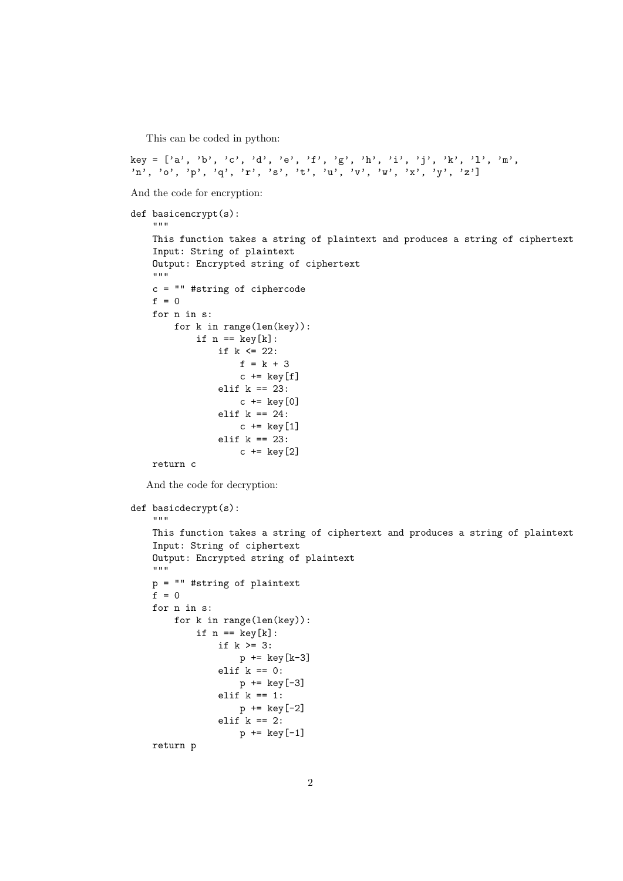This can be coded in python:

```
key = ['a', 'b', 'c', 'd', 'e', 'f', 'g', 'h', 'i', 'j', 'k', 'l', 'm',
'n', 'o', 'p', 'q', 'r', 's', 't', 'u', 'v', 'w', 'x', 'y', 'z']
```

And the code for encryption:

```
def basicencrypt(s):
    """
    This function takes a string of plaintext and produces a string of ciphertext
    Input: String of plaintext
    Output: Encrypted string of ciphertext
    """
    c = "" #string of ciphercode
    f = 0
    for n in s:
        for k in range(len(key)):
            if n == key[k]:
                if k <= 22:
                    f = k + 3
                    c += key[f]
                elif k == 23:
                    c += key[0]
                elif k == 24:
                    c += key[1]
                elif k == 23:
                    c += key[2]
    return c
```

And the code for decryption:

```
def basicdecrypt(s):
    """
    This function takes a string of ciphertext and produces a string of plaintext
    Input: String of ciphertext
    Output: Encrypted string of plaintext
    """
    p = "" #string of plaintext
    f = 0
    for n in s:
        for k in range(len(key)):
            if n == key[k]:
                if k >= 3:
                    p += key[k-3]
                elif k == 0:
                    p += key[-3]
                elif k == 1:
                    p += key[-2]
                elif k == 2:
                    p += key[-1]
    return p
```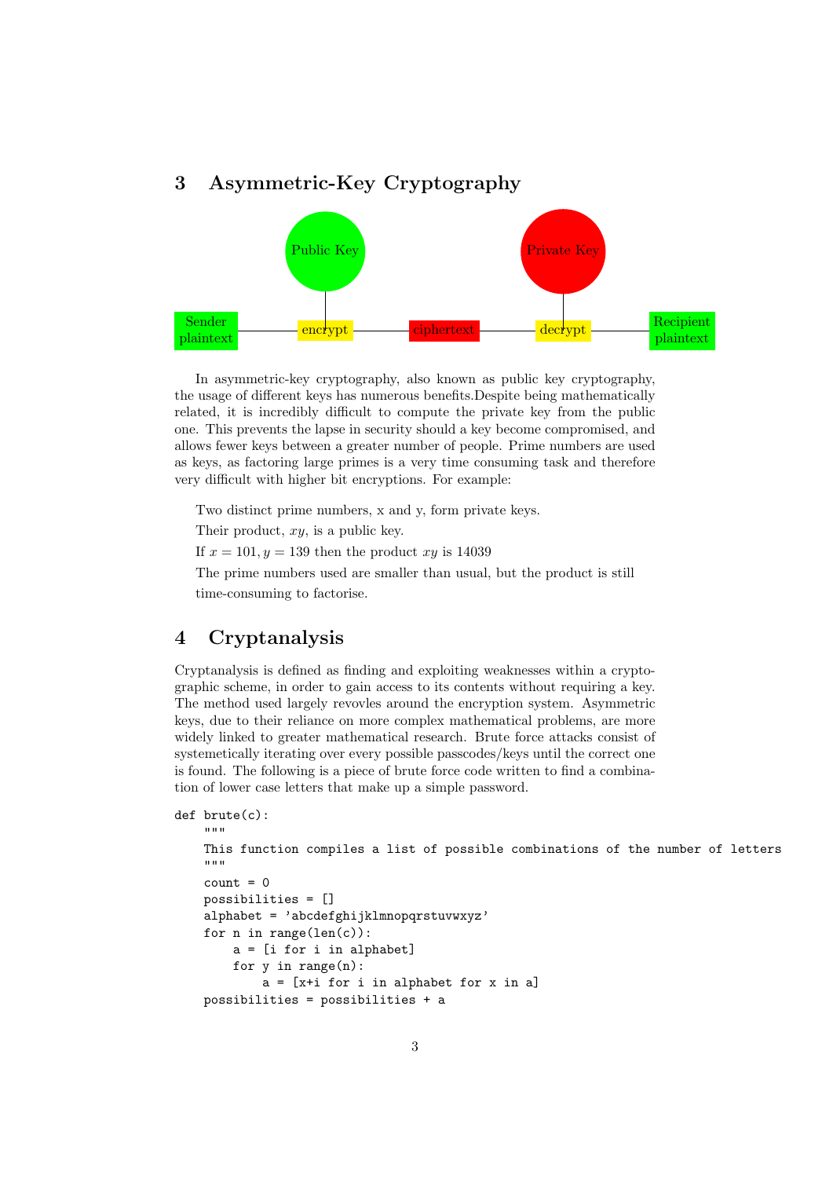## 3 Asymmetric-Key Cryptography

Sender plaintext — encrypt — ciphertext — decrypt — Recipient plaintext

Public Key → encrypt; Private Key → decrypt

In asymmetric-key cryptography, also known as public key cryptography, the usage of different keys has numerous benefits.Despite being mathematically related, it is incredibly difficult to compute the private key from the public one. This prevents the lapse in security should a key become compromised, and allows fewer keys between a greater number of people. Prime numbers are used as keys, as factoring large primes is a very time consuming task and therefore very difficult with higher bit encryptions. For example:

Two distinct prime numbers, x and y, form private keys.

Their product, $xy$, is a public key.

If $x = 101, y = 139$ then the product $xy$ is 14039

The prime numbers used are smaller than usual, but the product is still time-consuming to factorise.

## 4 Cryptanalysis

Cryptanalysis is defined as finding and exploiting weaknesses within a cryptographic scheme, in order to gain access to its contents without requiring a key. The method used largely revovles around the encryption system. Asymmetric keys, due to their reliance on more complex mathematical problems, are more widely linked to greater mathematical research. Brute force attacks consist of systemetically iterating over every possible passcodes/keys until the correct one is found. The following is a piece of brute force code written to find a combination of lower case letters that make up a simple password.

```
def brute(c):
    """
    This function compiles a list of possible combinations of the number of letters
    """
    count = 0
    possibilities = []
    alphabet = 'abcdefghijklmnopqrstuvwxyz'
    for n in range(len(c)):
        a = [i for i in alphabet]
        for y in range(n):
            a = [x+i for i in alphabet for x in a]
    possibilities = possibilities + a
```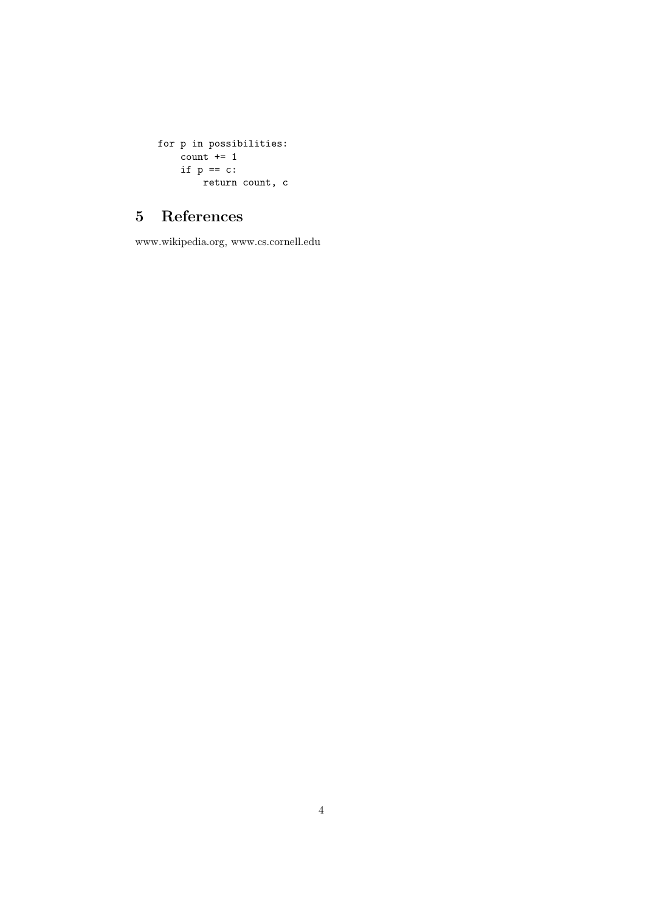```
for p in possibilities:
    count += 1
    if p == c:
        return count, c
```

## 5 References

www.wikipedia.org, www.cs.cornell.edu